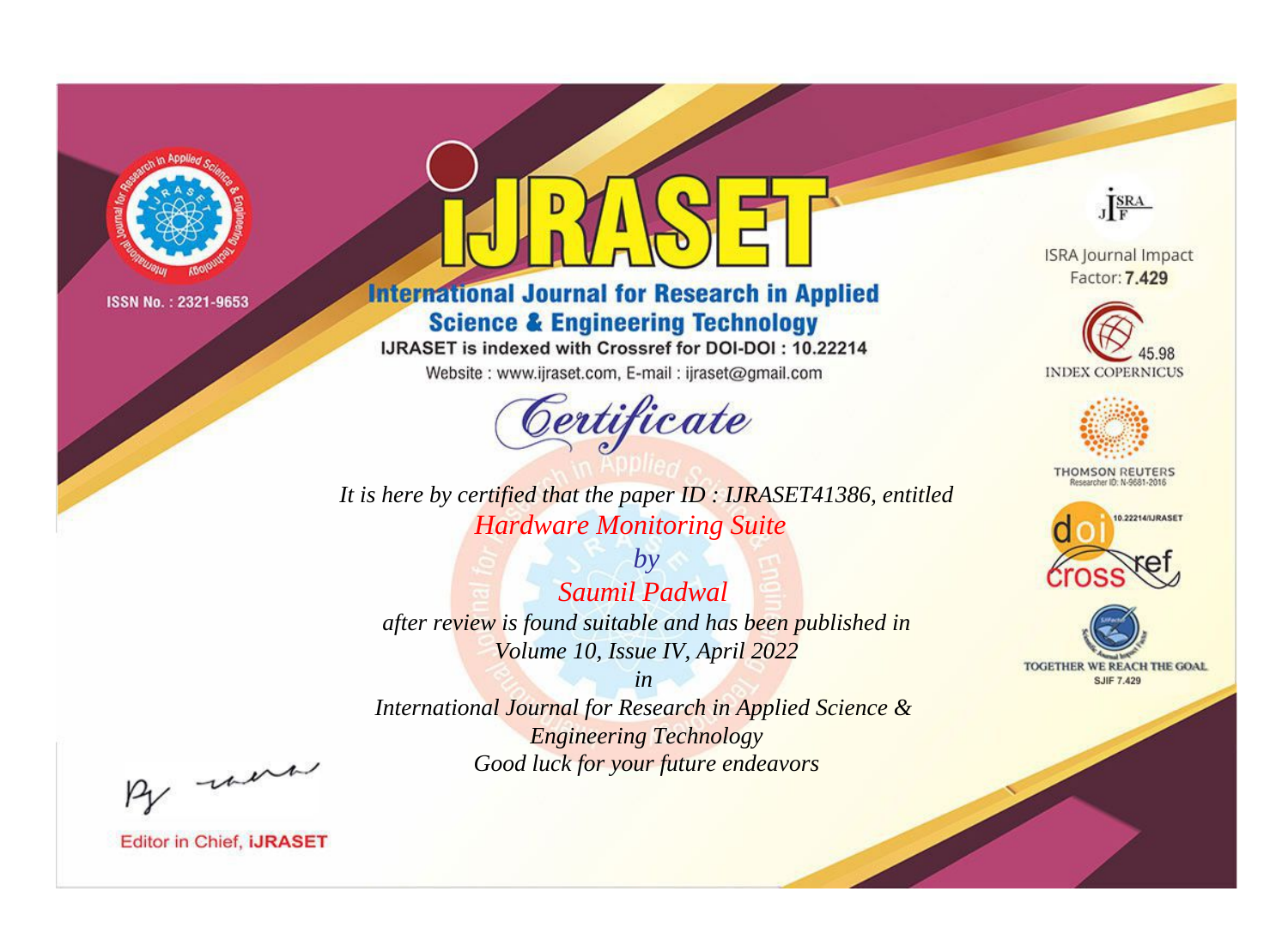ISSN No. : 2321-9653

# iJRASET

## International Journal for Research in Applied Science & Engineering Technology

IJRASET is indexed with Crossref for DOI-DOI : 10.22214

Website : www.ijraset.com, E-mail : ijraset@gmail.com

ISRA Journal Impact Factor: **7.429**

45.98 INDEX COPERNICUS

THOMSON REUTERS Researcher ID: N-9681-2016

10.22214/IJRASET

TOGETHER WE REACH THE GOAL SJIF 7.429

*Certificate*

*It is here by certified that the paper ID : IJRASET41386, entitled*

*Hardware Monitoring Suite*

*by*

*Saumil Padwal*

*after review is found suitable and has been published in*

*Volume 10, Issue IV, April 2022*

*in*

*International Journal for Research in Applied Science & Engineering Technology*

*Good luck for your future endeavors*

Editor in Chief, **iJRASET**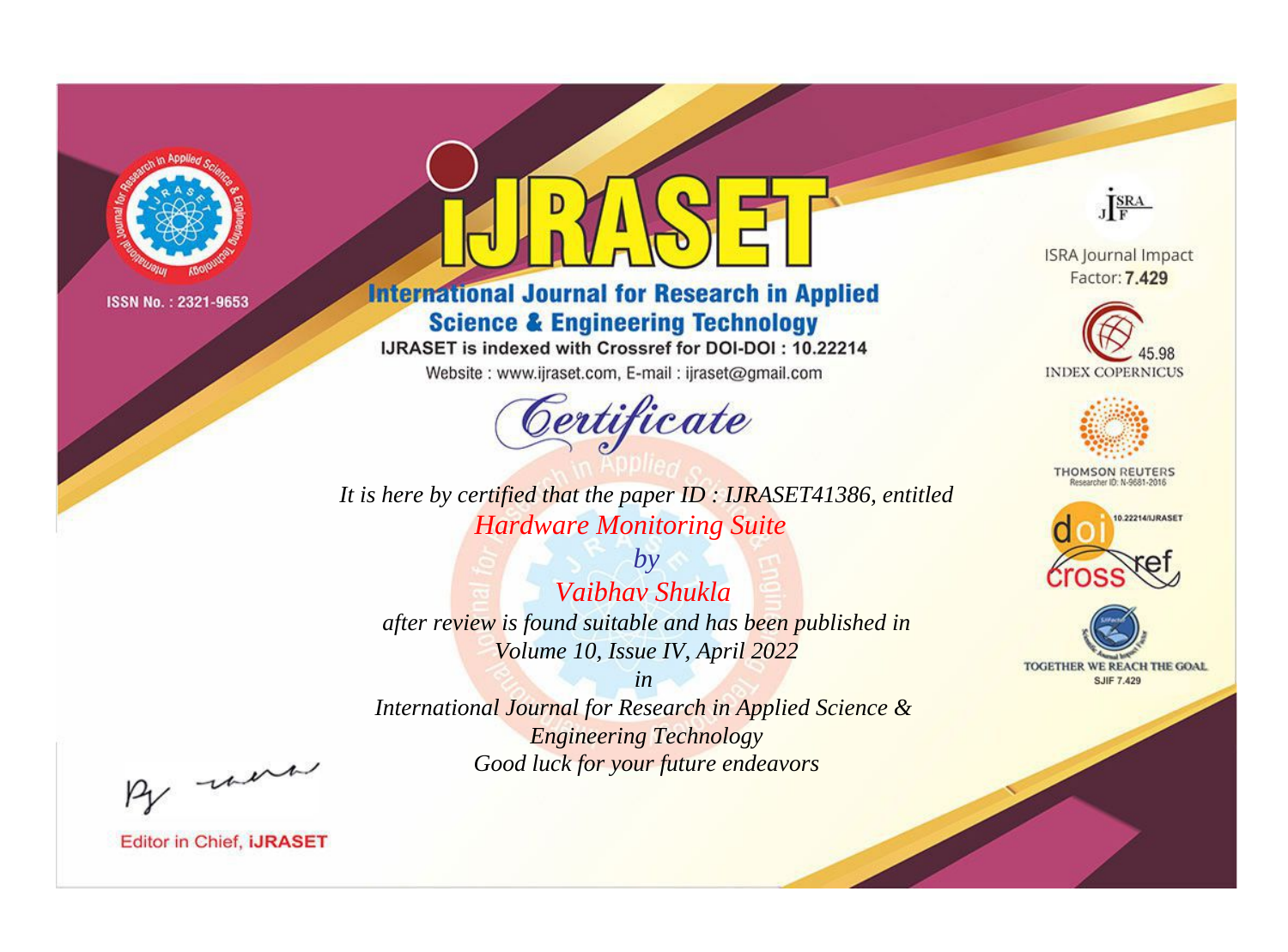ISSN No. : 2321-9653

# iJRASET

## International Journal for Research in Applied Science & Engineering Technology

IJRASET is indexed with Crossref for DOI-DOI : 10.22214

Website : www.ijraset.com, E-mail : ijraset@gmail.com

ISRA Journal Impact Factor: **7.429**

45.98 INDEX COPERNICUS

THOMSON REUTERS Researcher ID: N-9681-2016

10.22214/IJRASET

TOGETHER WE REACH THE GOAL SJIF 7.429

# *Certificate*

*It is here by certified that the paper ID : IJRASET41386, entitled*

*Hardware Monitoring Suite*

*by*

*Vaibhav Shukla*

*after review is found suitable and has been published in*

*Volume 10, Issue IV, April 2022*

*in*

*International Journal for Research in Applied Science & Engineering Technology*

*Good luck for your future endeavors*

Editor in Chief, **iJRASET**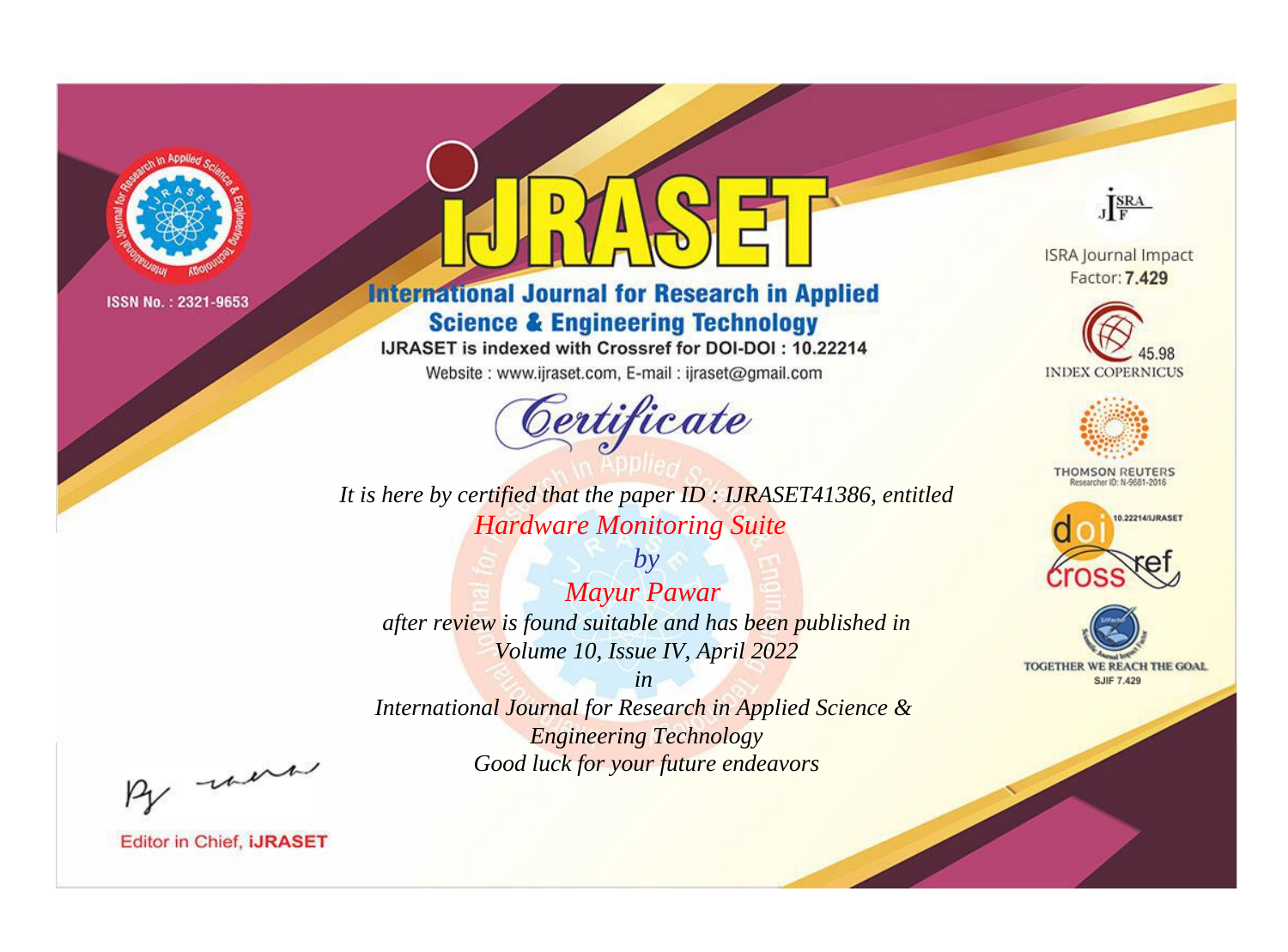ISSN No. : 2321-9653

# iJRASET

## International Journal for Research in Applied Science & Engineering Technology

IJRASET is indexed with Crossref for DOI-DOI : 10.22214

Website : www.ijraset.com, E-mail : ijraset@gmail.com

*Certificate*

*It is here by certified that the paper ID : IJRASET41386, entitled*

*Hardware Monitoring Suite*

*by*

*Mayur Pawar*

*after review is found suitable and has been published in*

*Volume 10, Issue IV, April 2022*

*in*

*International Journal for Research in Applied Science & Engineering Technology*

*Good luck for your future endeavors*

ISRA Journal Impact Factor: **7.429**

45.98 INDEX COPERNICUS

THOMSON REUTERS Researcher ID: N-9681-2016

10.22214/IJRASET

TOGETHER WE REACH THE GOAL SJIF 7.429

Editor in Chief, **iJRASET**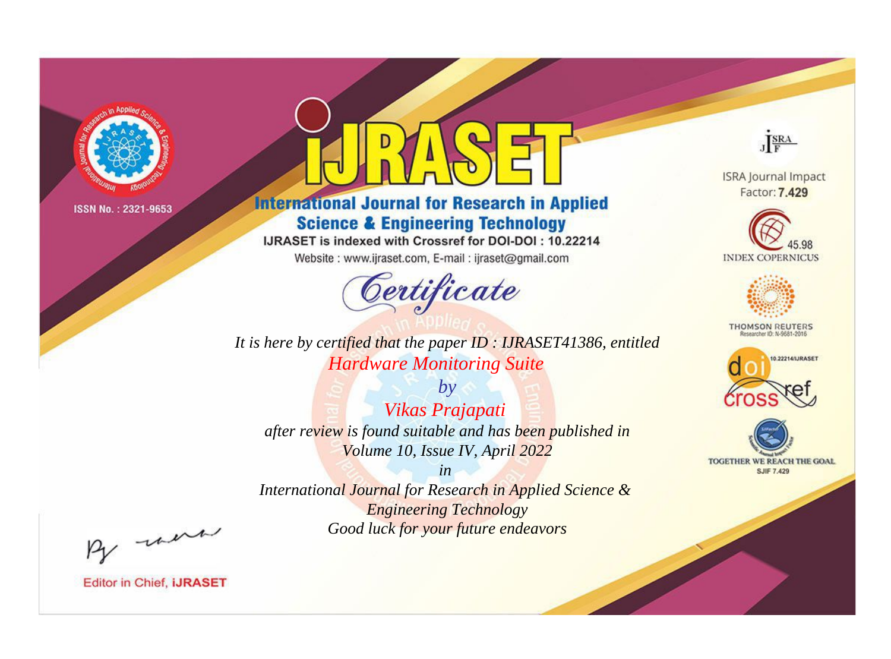ISSN No. : 2321-9653

# iJRASET

## International Journal for Research in Applied Science & Engineering Technology

IJRASET is indexed with Crossref for DOI-DOI : 10.22214

Website : www.ijraset.com, E-mail : ijraset@gmail.com

# Certificate

*It is here by certified that the paper ID : IJRASET41386, entitled*

*Hardware Monitoring Suite*

*by*

*Vikas Prajapati*

*after review is found suitable and has been published in*

*Volume 10, Issue IV, April 2022*

*in*

*International Journal for Research in Applied Science & Engineering Technology*

*Good luck for your future endeavors*

ISRA Journal Impact Factor: **7.429**

45.98 INDEX COPERNICUS

THOMSON REUTERS Researcher ID: N-9681-2016

10.22214/IJRASET

TOGETHER WE REACH THE GOAL SJIF 7.429

Editor in Chief, **iJRASET**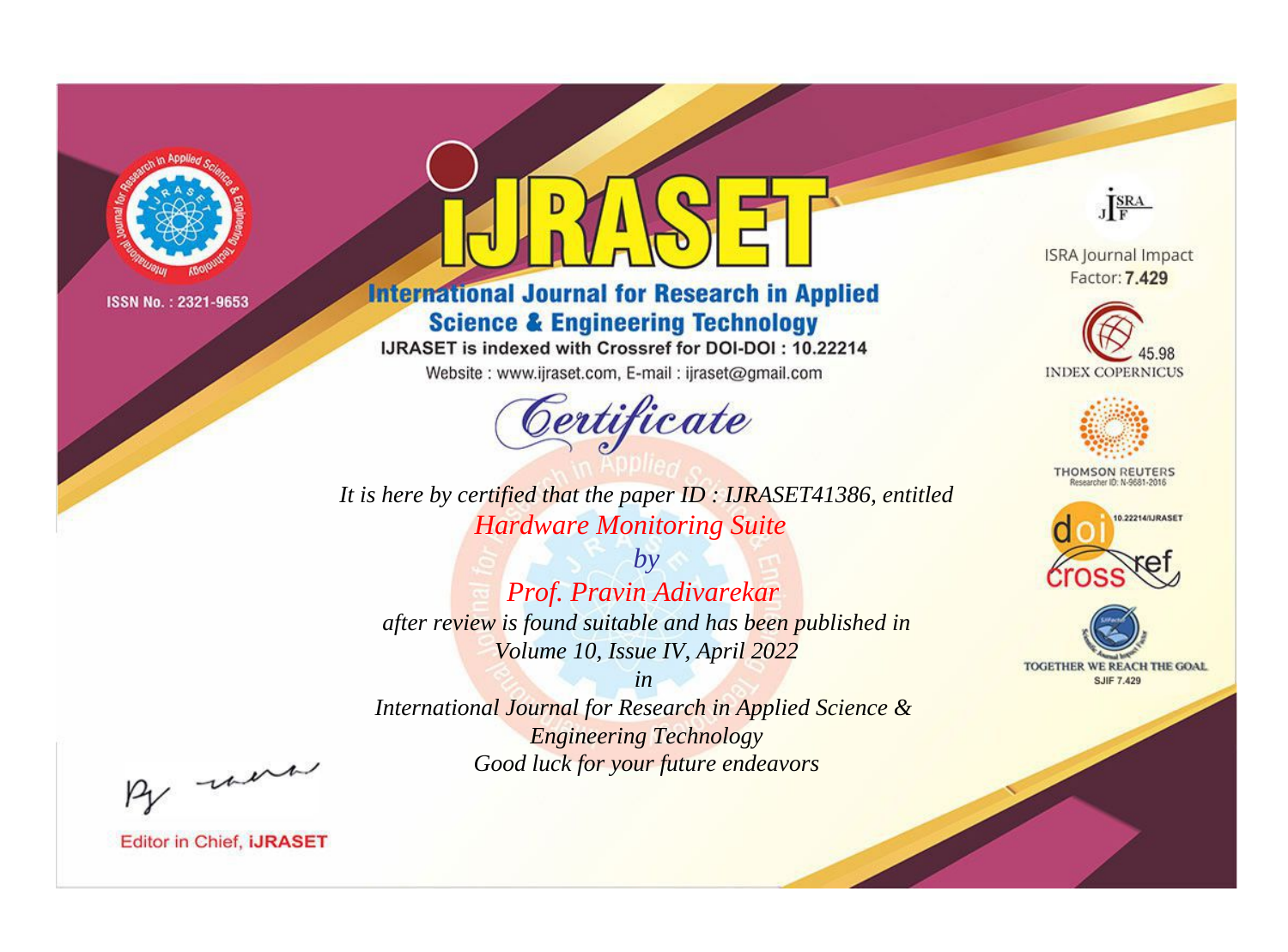ISSN No. : 2321-9653

# iJRASET

## International Journal for Research in Applied Science & Engineering Technology

IJRASET is indexed with Crossref for DOI-DOI : 10.22214

Website : www.ijraset.com, E-mail : ijraset@gmail.com

## Certificate

*It is here by certified that the paper ID : IJRASET41386, entitled*

*Hardware Monitoring Suite*

*by*

*Prof. Pravin Adivarekar*

*after review is found suitable and has been published in*

*Volume 10, Issue IV, April 2022*

*in*

*International Journal for Research in Applied Science & Engineering Technology*

*Good luck for your future endeavors*

ISRA Journal Impact Factor: **7.429**

45.98 INDEX COPERNICUS

THOMSON REUTERS Researcher ID: N-9681-2016

10.22214/IJRASET

TOGETHER WE REACH THE GOAL SJIF 7.429

Editor in Chief, **iJRASET**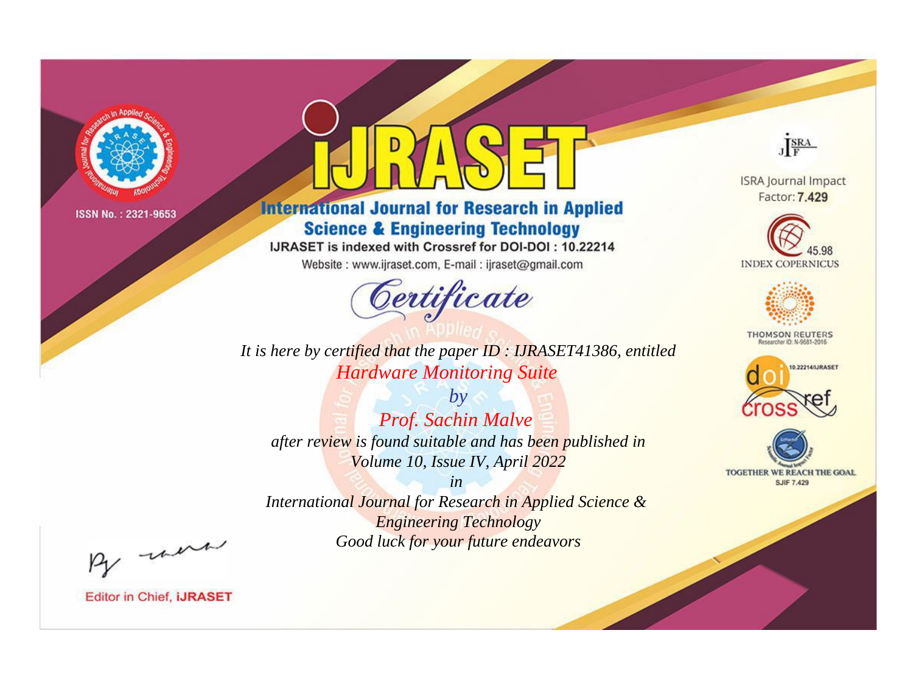ISSN No. : 2321-9653

# iJRASET

## International Journal for Research in Applied Science & Engineering Technology

IJRASET is indexed with Crossref for DOI-DOI : 10.22214

Website : www.ijraset.com, E-mail : ijraset@gmail.com

ISRA Journal Impact Factor: **7.429**

45.98 INDEX COPERNICUS

THOMSON REUTERS Researcher ID: N-9681-2016

10.22214/IJRASET

TOGETHER WE REACH THE GOAL SJIF 7.429

*Certificate*

*It is here by certified that the paper ID : IJRASET41386, entitled*

*Hardware Monitoring Suite*

*by*

*Prof. Sachin Malve*

*after review is found suitable and has been published in*

*Volume 10, Issue IV, April 2022*

*in*

*International Journal for Research in Applied Science & Engineering Technology*

*Good luck for your future endeavors*

Editor in Chief, **iJRASET**